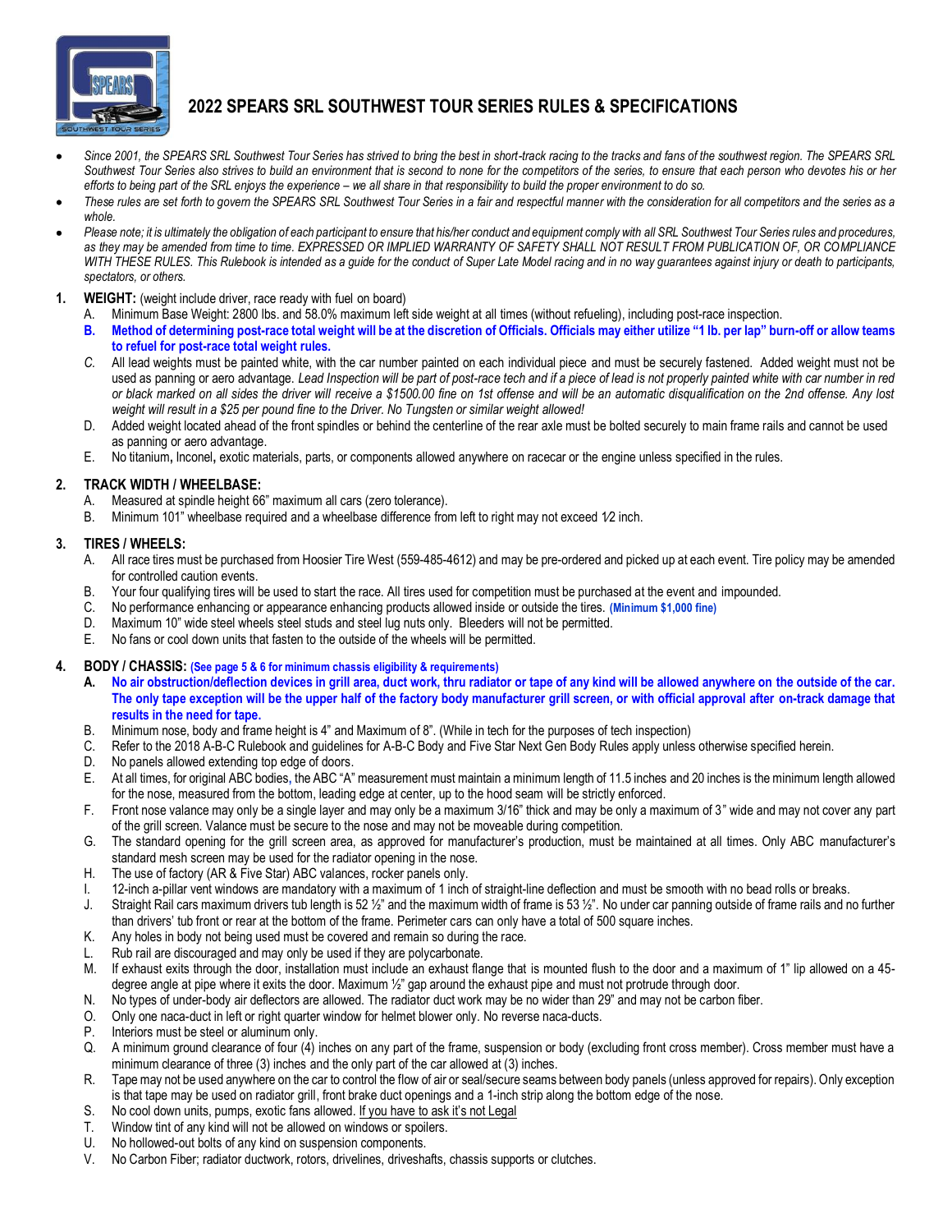# 2022 SPEARS SRL SOUTHWEST TOUR SERIES RULES & SPECIFICATIONS

- *Since 2001, the SPEARS SRL Southwest Tour Series has strived to bring the best in short-track racing to the tracks and fans of the southwest region. The SPEARS SRL Southwest Tour Series also strives to build an environment that is second to none for the competitors of the series, to ensure that each person who devotes his or her efforts to being part of the SRL enjoys the experience – we all share in that responsibility to build the proper environment to do so.*
- *These rules are set forth to govern the SPEARS SRL Southwest Tour Series in a fair and respectful manner with the consideration for all competitors and the series as a whole.*
- *Please note; it is ultimately the obligation of each participant to ensure that his/her conduct and equipment comply with all SRL Southwest Tour Series rules and procedures, as they may be amended from time to time. EXPRESSED OR IMPLIED WARRANTY OF SAFETY SHALL NOT RESULT FROM PUBLICATION OF, OR COMPLIANCE WITH THESE RULES. This Rulebook is intended as a guide for the conduct of Super Late Model racing and in no way guarantees against injury or death to participants, spectators, or others.*

1. **WEIGHT:** (weight include driver, race ready with fuel on board)
   A. Minimum Base Weight: 2800 lbs. and 58.0% maximum left side weight at all times (without refueling), including post-race inspection.
   **B. Method of determining post-race total weight will be at the discretion of Officials. Officials may either utilize "1 lb. per lap" burn-off or allow teams to refuel for post-race total weight rules.**
   C. All lead weights must be painted white, with the car number painted on each individual piece and must be securely fastened. Added weight must not be used as panning or aero advantage. *Lead Inspection will be part of post-race tech and if a piece of lead is not properly painted white with car number in red or black marked on all sides the driver will receive a $1500.00 fine on 1st offense and will be an automatic disqualification on the 2nd offense. Any lost weight will result in a $25 per pound fine to the Driver. No Tungsten or similar weight allowed!*
   D. Added weight located ahead of the front spindles or behind the centerline of the rear axle must be bolted securely to main frame rails and cannot be used as panning or aero advantage.
   E. No titanium, Inconel, exotic materials, parts, or components allowed anywhere on racecar or the engine unless specified in the rules.

2. **TRACK WIDTH / WHEELBASE:**
   A. Measured at spindle height 66" maximum all cars (zero tolerance).
   B. Minimum 101" wheelbase required and a wheelbase difference from left to right may not exceed ½ inch.

3. **TIRES / WHEELS:**
   A. All race tires must be purchased from Hoosier Tire West (559-485-4612) and may be pre-ordered and picked up at each event. Tire policy may be amended for controlled caution events.
   B. Your four qualifying tires will be used to start the race. All tires used for competition must be purchased at the event and impounded.
   C. No performance enhancing or appearance enhancing products allowed inside or outside the tires. **(Minimum $1,000 fine)**
   D. Maximum 10" wide steel wheels steel studs and steel lug nuts only. Bleeders will not be permitted.
   E. No fans or cool down units that fasten to the outside of the wheels will be permitted.

4. **BODY / CHASSIS:** **(See page 5 & 6 for minimum chassis eligibility & requirements)**
   **A. No air obstruction/deflection devices in grill area, duct work, thru radiator or tape of any kind will be allowed anywhere on the outside of the car. The only tape exception will be the upper half of the factory body manufacturer grill screen, or with official approval after on-track damage that results in the need for tape.**
   B. Minimum nose, body and frame height is 4" and Maximum of 8". (While in tech for the purposes of tech inspection)
   C. Refer to the 2018 A-B-C Rulebook and guidelines for A-B-C Body and Five Star Next Gen Body Rules apply unless otherwise specified herein.
   D. No panels allowed extending top edge of doors.
   E. At all times, for original ABC bodies, the ABC "A" measurement must maintain a minimum length of 11.5 inches and 20 inches is the minimum length allowed for the nose, measured from the bottom, leading edge at center, up to the hood seam will be strictly enforced.
   F. Front nose valance may only be a single layer and may only be a maximum 3/16" thick and may be only a maximum of 3" wide and may not cover any part of the grill screen. Valance must be secure to the nose and may not be moveable during competition.
   G. The standard opening for the grill screen area, as approved for manufacturer's production, must be maintained at all times. Only ABC manufacturer's standard mesh screen may be used for the radiator opening in the nose.
   H. The use of factory (AR & Five Star) ABC valances, rocker panels only.
   I. 12-inch a-pillar vent windows are mandatory with a maximum of 1 inch of straight-line deflection and must be smooth with no bead rolls or breaks.
   J. Straight Rail cars maximum drivers tub length is 52 ½" and the maximum width of frame is 53 ½". No under car panning outside of frame rails and no further than drivers' tub front or rear at the bottom of the frame. Perimeter cars can only have a total of 500 square inches.
   K. Any holes in body not being used must be covered and remain so during the race.
   L. Rub rail are discouraged and may only be used if they are polycarbonate.
   M. If exhaust exits through the door, installation must include an exhaust flange that is mounted flush to the door and a maximum of 1" lip allowed on a 45-degree angle at pipe where it exits the door. Maximum ½" gap around the exhaust pipe and must not protrude through door.
   N. No types of under-body air deflectors are allowed. The radiator duct work may be no wider than 29" and may not be carbon fiber.
   O. Only one naca-duct in left or right quarter window for helmet blower only. No reverse naca-ducts.
   P. Interiors must be steel or aluminum only.
   Q. A minimum ground clearance of four (4) inches on any part of the frame, suspension or body (excluding front cross member). Cross member must have a minimum clearance of three (3) inches and the only part of the car allowed at (3) inches.
   R. Tape may not be used anywhere on the car to control the flow of air or seal/secure seams between body panels (unless approved for repairs). Only exception is that tape may be used on radiator grill, front brake duct openings and a 1-inch strip along the bottom edge of the nose.
   S. No cool down units, pumps, exotic fans allowed. <u>If you have to ask it's not Legal</u>
   T. Window tint of any kind will not be allowed on windows or spoilers.
   U. No hollowed-out bolts of any kind on suspension components.
   V. No Carbon Fiber; radiator ductwork, rotors, drivelines, driveshafts, chassis supports or clutches.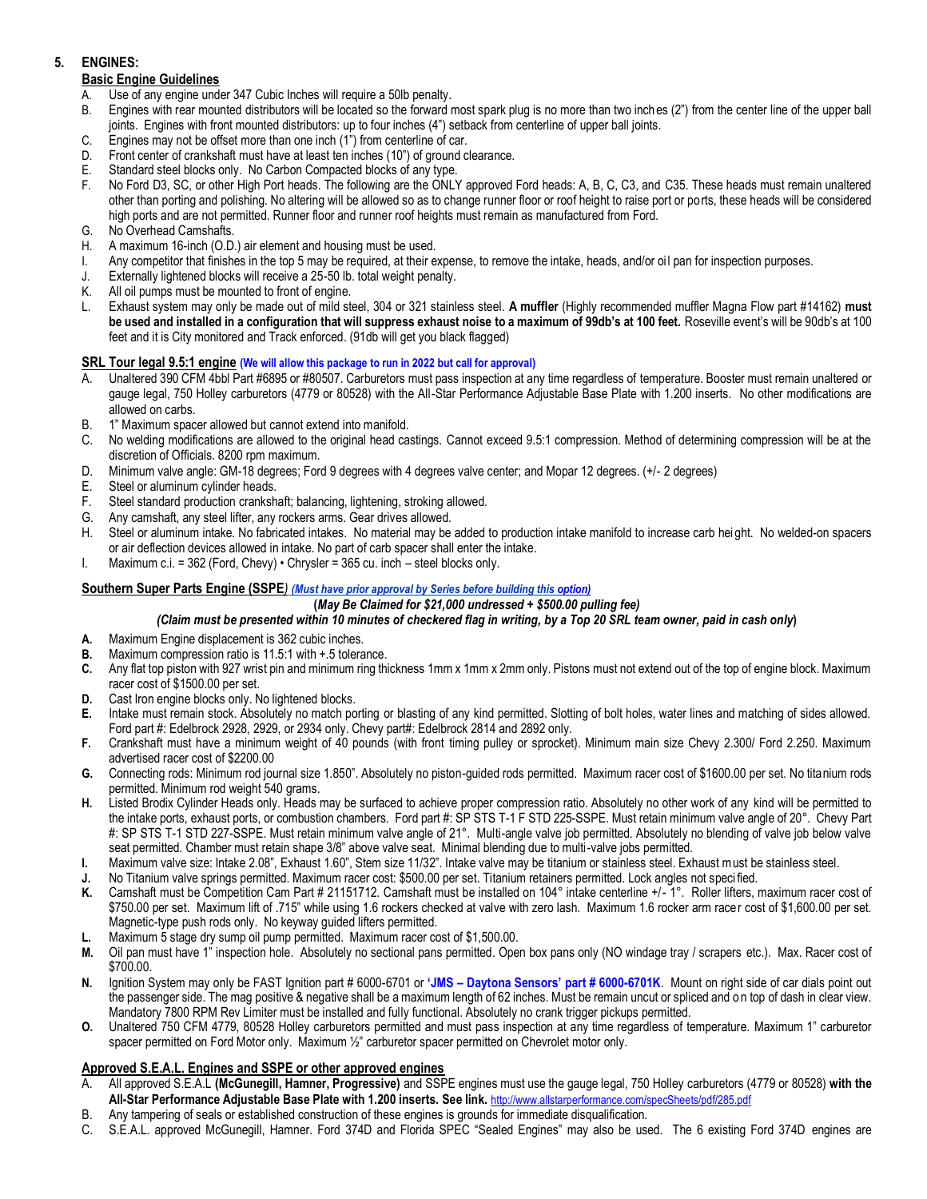## 5. ENGINES:

### Basic Engine Guidelines

A. Use of any engine under 347 Cubic Inches will require a 50lb penalty.
B. Engines with rear mounted distributors will be located so the forward most spark plug is no more than two inches (2") from the center line of the upper ball joints. Engines with front mounted distributors: up to four inches (4") setback from centerline of upper ball joints.
C. Engines may not be offset more than one inch (1") from centerline of car.
D. Front center of crankshaft must have at least ten inches (10") of ground clearance.
E. Standard steel blocks only. No Carbon Compacted blocks of any type.
F. No Ford D3, SC, or other High Port heads. The following are the ONLY approved Ford heads: A, B, C, C3, and C35. These heads must remain unaltered other than porting and polishing. No altering will be allowed so as to change runner floor or roof height to raise port or ports, these heads will be considered high ports and are not permitted. Runner floor and runner roof heights must remain as manufactured from Ford.
G. No Overhead Camshafts.
H. A maximum 16-inch (O.D.) air element and housing must be used.
I. Any competitor that finishes in the top 5 may be required, at their expense, to remove the intake, heads, and/or oil pan for inspection purposes.
J. Externally lightened blocks will receive a 25-50 lb. total weight penalty.
K. All oil pumps must be mounted to front of engine.
L. Exhaust system may only be made out of mild steel, 304 or 321 stainless steel. **A muffler** (Highly recommended muffler Magna Flow part #14162) **must be used and installed in a configuration that will suppress exhaust noise to a maximum of 99db's at 100 feet.** Roseville event's will be 90db's at 100 feet and it is City monitored and Track enforced. (91db will get you black flagged)

### SRL Tour legal 9.5:1 engine **(We will allow this package to run in 2022 but call for approval)**

A. Unaltered 390 CFM 4bbl Part #6895 or #80507. Carburetors must pass inspection at any time regardless of temperature. Booster must remain unaltered or gauge legal, 750 Holley carburetors (4779 or 80528) with the All-Star Performance Adjustable Base Plate with 1.200 inserts. No other modifications are allowed on carbs.
B. 1" Maximum spacer allowed but cannot extend into manifold.
C. No welding modifications are allowed to the original head castings. Cannot exceed 9.5:1 compression. Method of determining compression will be at the discretion of Officials. 8200 rpm maximum.
D. Minimum valve angle: GM-18 degrees; Ford 9 degrees with 4 degrees valve center; and Mopar 12 degrees. (+/- 2 degrees)
E. Steel or aluminum cylinder heads.
F. Steel standard production crankshaft; balancing, lightening, stroking allowed.
G. Any camshaft, any steel lifter, any rockers arms. Gear drives allowed.
H. Steel or aluminum intake. No fabricated intakes. No material may be added to production intake manifold to increase carb height. No welded-on spacers or air deflection devices allowed in intake. No part of carb spacer shall enter the intake.
I. Maximum c.i. = 362 (Ford, Chevy) • Chrysler = 365 cu. inch – steel blocks only.

### Southern Super Parts Engine (SSPE*) (Must have prior approval by Series before building this option)*

**(*May Be Claimed for $21,000 undressed + $500.00 pulling fee)***

***(Claim must be presented within 10 minutes of checkered flag in writing, by a Top 20 SRL team owner, paid in cash only)***

**A.** Maximum Engine displacement is 362 cubic inches.
**B.** Maximum compression ratio is 11.5:1 with +.5 tolerance.
**C.** Any flat top piston with 927 wrist pin and minimum ring thickness 1mm x 1mm x 2mm only. Pistons must not extend out of the top of engine block. Maximum racer cost of $1500.00 per set.
**D.** Cast Iron engine blocks only. No lightened blocks.
**E.** Intake must remain stock. Absolutely no match porting or blasting of any kind permitted. Slotting of bolt holes, water lines and matching of sides allowed. Ford part #: Edelbrock 2928, 2929, or 2934 only. Chevy part#: Edelbrock 2814 and 2892 only.
**F.** Crankshaft must have a minimum weight of 40 pounds (with front timing pulley or sprocket). Minimum main size Chevy 2.300/ Ford 2.250. Maximum advertised racer cost of $2200.00
**G.** Connecting rods: Minimum rod journal size 1.850". Absolutely no piston-guided rods permitted. Maximum racer cost of $1600.00 per set. No titanium rods permitted. Minimum rod weight 540 grams.
**H.** Listed Brodix Cylinder Heads only. Heads may be surfaced to achieve proper compression ratio. Absolutely no other work of any kind will be permitted to the intake ports, exhaust ports, or combustion chambers. Ford part #: SP STS T-1 F STD 225-SSPE. Must retain minimum valve angle of 20°. Chevy Part #: SP STS T-1 STD 227-SSPE. Must retain minimum valve angle of 21°. Multi-angle valve job permitted. Absolutely no blending of valve job below valve seat permitted. Chamber must retain shape 3/8" above valve seat. Minimal blending due to multi-valve jobs permitted.
**I.** Maximum valve size: Intake 2.08", Exhaust 1.60", Stem size 11/32". Intake valve may be titanium or stainless steel. Exhaust must be stainless steel.
**J.** No Titanium valve springs permitted. Maximum racer cost: $500.00 per set. Titanium retainers permitted. Lock angles not specified.
**K.** Camshaft must be Competition Cam Part # 21151712. Camshaft must be installed on 104° intake centerline +/- 1°. Roller lifters, maximum racer cost of $750.00 per set. Maximum lift of .715" while using 1.6 rockers checked at valve with zero lash. Maximum 1.6 rocker arm racer cost of $1,600.00 per set. Magnetic-type push rods only. No keyway guided lifters permitted.
**L.** Maximum 5 stage dry sump oil pump permitted. Maximum racer cost of $1,500.00.
**M.** Oil pan must have 1" inspection hole. Absolutely no sectional pans permitted. Open box pans only (NO windage tray / scrapers etc.). Max. Racer cost of $700.00.
**N.** Ignition System may only be FAST Ignition part # 6000-6701 or **'JMS – Daytona Sensors' part # 6000-6701K**. Mount on right side of car dials point out the passenger side. The mag positive & negative shall be a maximum length of 62 inches. Must be remain uncut or spliced and on top of dash in clear view. Mandatory 7800 RPM Rev Limiter must be installed and fully functional. Absolutely no crank trigger pickups permitted.
**O.** Unaltered 750 CFM 4779, 80528 Holley carburetors permitted and must pass inspection at any time regardless of temperature. Maximum 1" carburetor spacer permitted on Ford Motor only. Maximum ½" carburetor spacer permitted on Chevrolet motor only.

### Approved S.E.A.L. Engines and SSPE or other approved engines

A. All approved S.E.A.L **(McGunegill, Hamner, Progressive)** and SSPE engines must use the gauge legal, 750 Holley carburetors (4779 or 80528) **with the All-Star Performance Adjustable Base Plate with 1.200 inserts. See link.** http://www.allstarperformance.com/specSheets/pdf/285.pdf
B. Any tampering of seals or established construction of these engines is grounds for immediate disqualification.
C. S.E.A.L. approved McGunegill, Hamner. Ford 374D and Florida SPEC "Sealed Engines" may also be used. The 6 existing Ford 374D engines are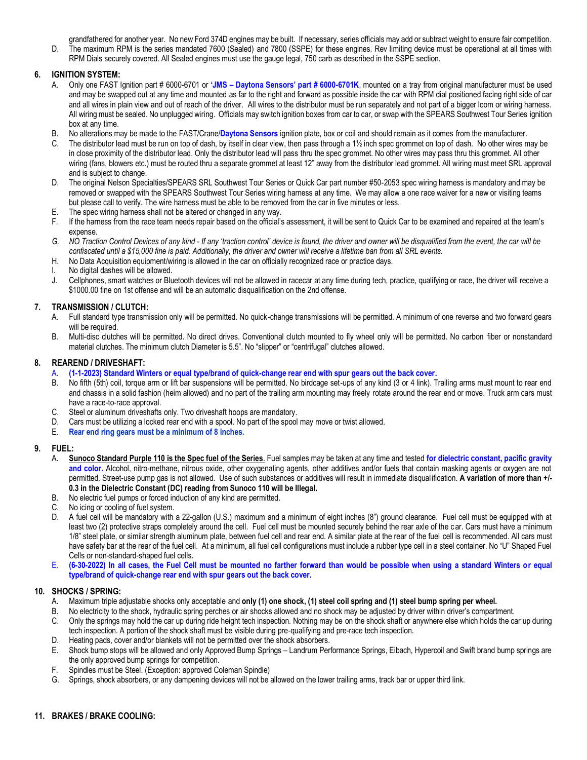grandfathered for another year. No new Ford 374D engines may be built. If necessary, series officials may add or subtract weight to ensure fair competition.

D. The maximum RPM is the series mandated 7600 (Sealed) and 7800 (SSPE) for these engines. Rev limiting device must be operational at all times with RPM Dials securely covered. All Sealed engines must use the gauge legal, 750 carb as described in the SSPE section.

## 6. IGNITION SYSTEM:

A. Only one FAST Ignition part # 6000-6701 or **'JMS – Daytona Sensors' part # 6000-6701K**, mounted on a tray from original manufacturer must be used and may be swapped out at any time and mounted as far to the right and forward as possible inside the car with RPM dial positioned facing right side of car and all wires in plain view and out of reach of the driver. All wires to the distributor must be run separately and not part of a bigger loom or wiring harness. All wiring must be sealed. No unplugged wiring. Officials may switch ignition boxes from car to car, or swap with the SPEARS Southwest Tour Series ignition box at any time.

B. No alterations may be made to the FAST/Crane/**Daytona Sensors** ignition plate, box or coil and should remain as it comes from the manufacturer.

C. The distributor lead must be run on top of dash, by itself in clear view, then pass through a 1½ inch spec grommet on top of dash. No other wires may be in close proximity of the distributor lead. Only the distributor lead will pass thru the spec grommet. No other wires may pass thru this grommet. All other wiring (fans, blowers etc.) must be routed thru a separate grommet at least 12" away from the distributor lead grommet. All wiring must meet SRL approval and is subject to change.

D. The original Nelson Specialties/SPEARS SRL Southwest Tour Series or Quick Car part number #50-2053 spec wiring harness is mandatory and may be removed or swapped with the SPEARS Southwest Tour Series wiring harness at any time. We may allow a one race waiver for a new or visiting teams but please call to verify. The wire harness must be able to be removed from the car in five minutes or less.

E. The spec wiring harness shall not be altered or changed in any way.

F. If the harness from the race team needs repair based on the official's assessment, it will be sent to Quick Car to be examined and repaired at the team's expense.

G. *NO Traction Control Devices of any kind - If any 'traction control' device is found, the driver and owner will be disqualified from the event, the car will be confiscated until a $15,000 fine is paid. Additionally, the driver and owner will receive a lifetime ban from all SRL events.*

H. No Data Acquisition equipment/wiring is allowed in the car on officially recognized race or practice days.

I. No digital dashes will be allowed.

J. Cellphones, smart watches or Bluetooth devices will not be allowed in racecar at any time during tech, practice, qualifying or race, the driver will receive a $1000.00 fine on 1st offense and will be an automatic disqualification on the 2nd offense.

## 7. TRANSMISSION / CLUTCH:

A. Full standard type transmission only will be permitted. No quick-change transmissions will be permitted. A minimum of one reverse and two forward gears will be required.

B. Multi-disc clutches will be permitted. No direct drives. Conventional clutch mounted to fly wheel only will be permitted. No carbon fiber or nonstandard material clutches. The minimum clutch Diameter is 5.5". No "slipper" or "centrifugal" clutches allowed.

## 8. REAREND / DRIVESHAFT:

A. **(1-1-2023) Standard Winters or equal type/brand of quick-change rear end with spur gears out the back cover.**

B. No fifth (5th) coil, torque arm or lift bar suspensions will be permitted. No birdcage set-ups of any kind (3 or 4 link). Trailing arms must mount to rear end and chassis in a solid fashion (heim allowed) and no part of the trailing arm mounting may freely rotate around the rear end or move. Truck arm cars must have a race-to-race approval.

C. Steel or aluminum driveshafts only. Two driveshaft hoops are mandatory.

D. Cars must be utilizing a locked rear end with a spool. No part of the spool may move or twist allowed.

E. **Rear end ring gears must be a minimum of 8 inches.**

## 9. FUEL:

A. **Sunoco Standard Purple 110 is the Spec fuel of the Series**. Fuel samples may be taken at any time and tested **for dielectric constant, pacific gravity and color.** Alcohol, nitro-methane, nitrous oxide, other oxygenating agents, other additives and/or fuels that contain masking agents or oxygen are not permitted. Street-use pump gas is not allowed. Use of such substances or additives will result in immediate disqualification. **A variation of more than +/- 0.3 in the Dielectric Constant (DC) reading from Sunoco 110 will be Illegal.**

B. No electric fuel pumps or forced induction of any kind are permitted.

C. No icing or cooling of fuel system.

D. A fuel cell will be mandatory with a 22-gallon (U.S.) maximum and a minimum of eight inches (8") ground clearance. Fuel cell must be equipped with at least two (2) protective straps completely around the cell. Fuel cell must be mounted securely behind the rear axle of the car. Cars must have a minimum 1/8" steel plate, or similar strength aluminum plate, between fuel cell and rear end. A similar plate at the rear of the fuel cell is recommended. All cars must have safety bar at the rear of the fuel cell. At a minimum, all fuel cell configurations must include a rubber type cell in a steel container. No "U" Shaped Fuel Cells or non-standard-shaped fuel cells.

E. **(6-30-2022) In all cases, the Fuel Cell must be mounted no farther forward than would be possible when using a standard Winters or equal type/brand of quick-change rear end with spur gears out the back cover.**

## 10. SHOCKS / SPRING:

A. Maximum triple adjustable shocks only acceptable and **only (1) one shock, (1) steel coil spring and (1) steel bump spring per wheel.**

B. No electricity to the shock, hydraulic spring perches or air shocks allowed and no shock may be adjusted by driver within driver's compartment.

C. Only the springs may hold the car up during ride height tech inspection. Nothing may be on the shock shaft or anywhere else which holds the car up during tech inspection. A portion of the shock shaft must be visible during pre-qualifying and pre-race tech inspection.

D. Heating pads, cover and/or blankets will not be permitted over the shock absorbers.

E. Shock bump stops will be allowed and only Approved Bump Springs – Landrum Performance Springs, Eibach, Hypercoil and Swift brand bump springs are the only approved bump springs for competition.

F. Spindles must be Steel. (Exception: approved Coleman Spindle)

G. Springs, shock absorbers, or any dampening devices will not be allowed on the lower trailing arms, track bar or upper third link.

## 11. BRAKES / BRAKE COOLING: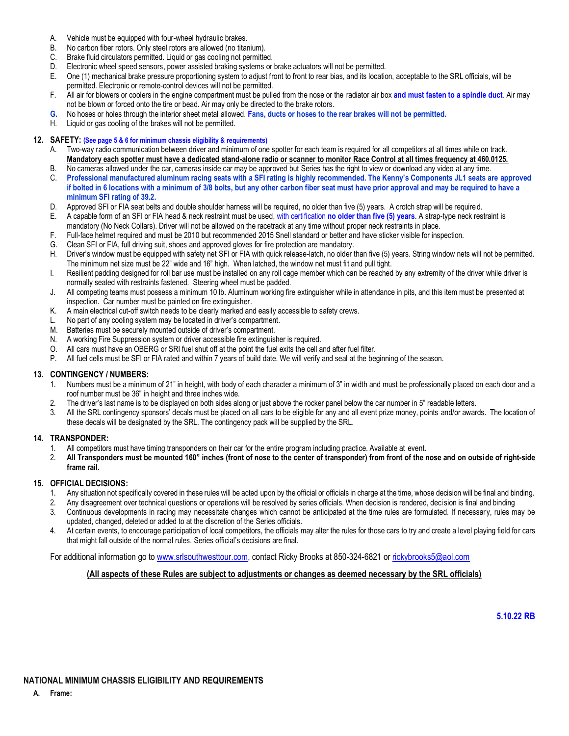A. Vehicle must be equipped with four-wheel hydraulic brakes.
B. No carbon fiber rotors. Only steel rotors are allowed (no titanium).
C. Brake fluid circulators permitted. Liquid or gas cooling not permitted.
D. Electronic wheel speed sensors, power assisted braking systems or brake actuators will not be permitted.
E. One (1) mechanical brake pressure proportioning system to adjust front to front to rear bias, and its location, acceptable to the SRL officials, will be permitted. Electronic or remote-control devices will not be permitted.
F. All air for blowers or coolers in the engine compartment must be pulled from the nose or the radiator air box **and must fasten to a spindle duct**. Air may not be blown or forced onto the tire or bead. Air may only be directed to the brake rotors.
G. No hoses or holes through the interior sheet metal allowed. **Fans, ducts or hoses to the rear brakes will not be permitted.**
H. Liquid or gas cooling of the brakes will not be permitted.

**12. SAFETY:** **(See page 5 & 6 for minimum chassis eligibility & requirements)**

A. Two-way radio communication between driver and minimum of one spotter for each team is required for all competitors at all times while on track. **Mandatory each spotter must have a dedicated stand-alone radio or scanner to monitor Race Control at all times frequency at 460.0125.**
B. No cameras allowed under the car, cameras inside car may be approved but Series has the right to view or download any video at any time.
C. **Professional manufactured aluminum racing seats with a SFI rating is highly recommended. The Kenny's Components JL1 seats are approved if bolted in 6 locations with a minimum of 3/8 bolts, but any other carbon fiber seat must have prior approval and may be required to have a minimum SFI rating of 39.2.**
D. Approved SFI or FIA seat belts and double shoulder harness will be required, no older than five (5) years. A crotch strap will be required.
E. A capable form of an SFI or FIA head & neck restraint must be used, with certification **no older than five (5) years**. A strap-type neck restraint is mandatory (No Neck Collars). Driver will not be allowed on the racetrack at any time without proper neck restraints in place.
F. Full-face helmet required and must be 2010 but recommended 2015 Snell standard or better and have sticker visible for inspection.
G. Clean SFI or FIA, full driving suit, shoes and approved gloves for fire protection are mandatory.
H. Driver's window must be equipped with safety net SFI or FIA with quick release-latch, no older than five (5) years. String window nets will not be permitted. The minimum net size must be 22" wide and 16" high. When latched, the window net must fit and pull tight.
I. Resilient padding designed for roll bar use must be installed on any roll cage member which can be reached by any extremity of the driver while driver is normally seated with restraints fastened. Steering wheel must be padded.
J. All competing teams must possess a minimum 10 lb. Aluminum working fire extinguisher while in attendance in pits, and this item must be presented at inspection. Car number must be painted on fire extinguisher.
K. A main electrical cut-off switch needs to be clearly marked and easily accessible to safety crews.
L. No part of any cooling system may be located in driver's compartment.
M. Batteries must be securely mounted outside of driver's compartment.
N. A working Fire Suppression system or driver accessible fire extinguisher is required.
O. All cars must have an OBERG or SRI fuel shut off at the point the fuel exits the cell and after fuel filter.
P. All fuel cells must be SFI or FIA rated and within 7 years of build date. We will verify and seal at the beginning of the season.

**13. CONTINGENCY / NUMBERS:**

1. Numbers must be a minimum of 21" in height, with body of each character a minimum of 3" in width and must be professionally placed on each door and a roof number must be 36" in height and three inches wide.
2. The driver's last name is to be displayed on both sides along or just above the rocker panel below the car number in 5" readable letters.
3. All the SRL contingency sponsors' decals must be placed on all cars to be eligible for any and all event prize money, points and/or awards. The location of these decals will be designated by the SRL. The contingency pack will be supplied by the SRL.

**14. TRANSPONDER:**

1. All competitors must have timing transponders on their car for the entire program including practice. Available at event.
2. **All Transponders must be mounted 160" inches (front of nose to the center of transponder) from front of the nose and on outside of right-side frame rail.**

**15. OFFICIAL DECISIONS:**

1. Any situation not specifically covered in these rules will be acted upon by the official or officials in charge at the time, whose decision will be final and binding.
2. Any disagreement over technical questions or operations will be resolved by series officials. When decision is rendered, decision is final and binding
3. Continuous developments in racing may necessitate changes which cannot be anticipated at the time rules are formulated. If necessary, rules may be updated, changed, deleted or added to at the discretion of the Series officials.
4. At certain events, to encourage participation of local competitors, the officials may alter the rules for those cars to try and create a level playing field for cars that might fall outside of the normal rules. Series official's decisions are final.

For additional information go to www.srlsouthwesttour.com, contact Ricky Brooks at 850-324-6821 or rickybrooks5@aol.com

**(All aspects of these Rules are subject to adjustments or changes as deemed necessary by the SRL officials)**

**5.10.22 RB**

**NATIONAL MINIMUM CHASSIS ELIGIBILITY AND REQUIREMENTS**

**A. Frame:**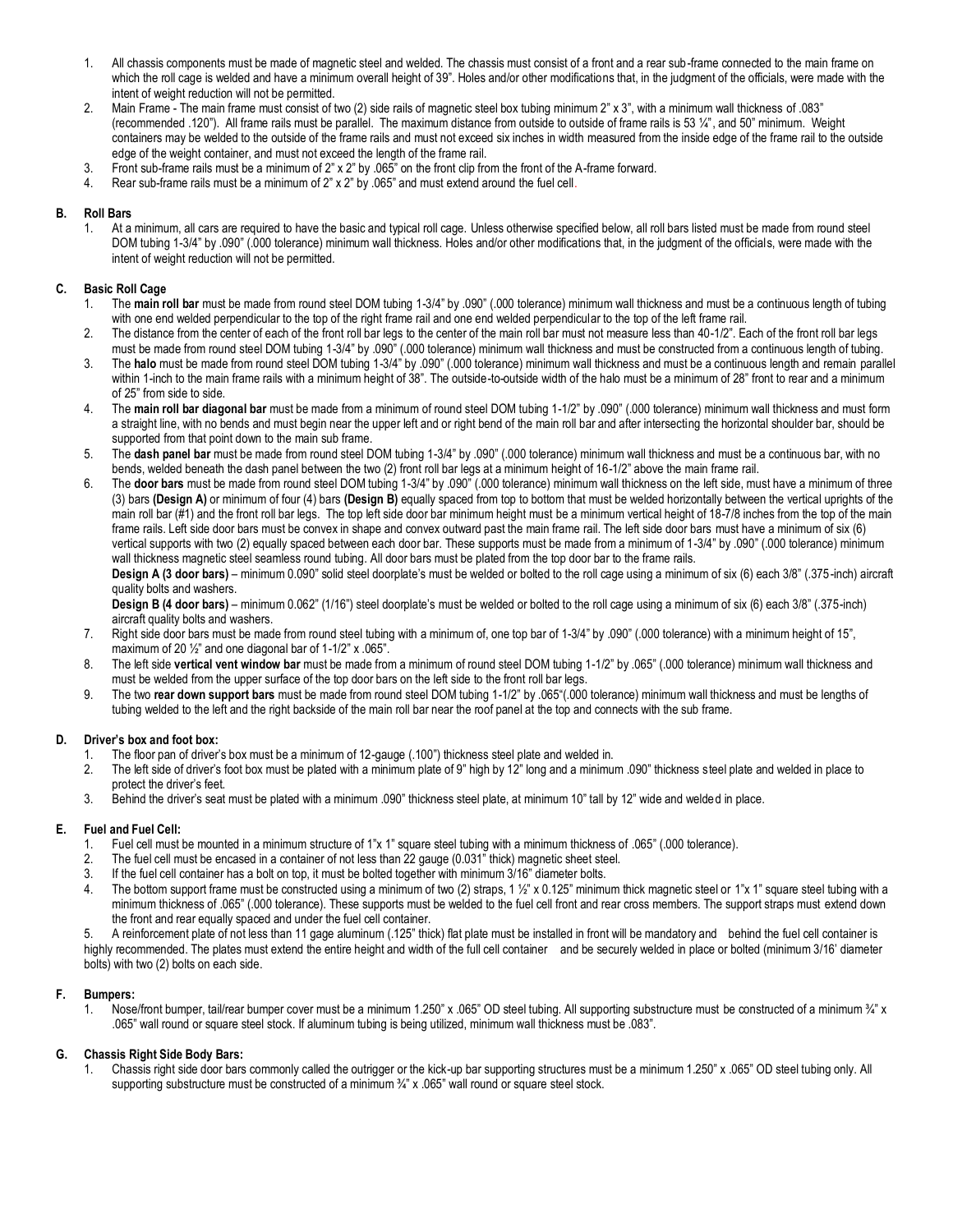1. All chassis components must be made of magnetic steel and welded. The chassis must consist of a front and a rear sub-frame connected to the main frame on which the roll cage is welded and have a minimum overall height of 39". Holes and/or other modifications that, in the judgment of the officials, were made with the intent of weight reduction will not be permitted.
2. Main Frame - The main frame must consist of two (2) side rails of magnetic steel box tubing minimum 2" x 3", with a minimum wall thickness of .083" (recommended .120"). All frame rails must be parallel. The maximum distance from outside to outside of frame rails is 53 ¼", and 50" minimum. Weight containers may be welded to the outside of the frame rails and must not exceed six inches in width measured from the inside edge of the frame rail to the outside edge of the weight container, and must not exceed the length of the frame rail.
3. Front sub-frame rails must be a minimum of 2" x 2" by .065" on the front clip from the front of the A-frame forward.
4. Rear sub-frame rails must be a minimum of 2" x 2" by .065" and must extend around the fuel cell.

**B. Roll Bars**

1. At a minimum, all cars are required to have the basic and typical roll cage. Unless otherwise specified below, all roll bars listed must be made from round steel DOM tubing 1-3/4" by .090" (.000 tolerance) minimum wall thickness. Holes and/or other modifications that, in the judgment of the officials, were made with the intent of weight reduction will not be permitted.

**C. Basic Roll Cage**

1. The **main roll bar** must be made from round steel DOM tubing 1-3/4" by .090" (.000 tolerance) minimum wall thickness and must be a continuous length of tubing with one end welded perpendicular to the top of the right frame rail and one end welded perpendicular to the top of the left frame rail.
2. The distance from the center of each of the front roll bar legs to the center of the main roll bar must not measure less than 40-1/2". Each of the front roll bar legs must be made from round steel DOM tubing 1-3/4" by .090" (.000 tolerance) minimum wall thickness and must be constructed from a continuous length of tubing.
3. The **halo** must be made from round steel DOM tubing 1-3/4" by .090" (.000 tolerance) minimum wall thickness and must be a continuous length and remain parallel within 1-inch to the main frame rails with a minimum height of 38". The outside-to-outside width of the halo must be a minimum of 28" front to rear and a minimum of 25" from side to side.
4. The **main roll bar diagonal bar** must be made from a minimum of round steel DOM tubing 1-1/2" by .090" (.000 tolerance) minimum wall thickness and must form a straight line, with no bends and must begin near the upper left and or right bend of the main roll bar and after intersecting the horizontal shoulder bar, should be supported from that point down to the main sub frame.
5. The **dash panel bar** must be made from round steel DOM tubing 1-3/4" by .090" (.000 tolerance) minimum wall thickness and must be a continuous bar, with no bends, welded beneath the dash panel between the two (2) front roll bar legs at a minimum height of 16-1/2" above the main frame rail.
6. The **door bars** must be made from round steel DOM tubing 1-3/4" by .090" (.000 tolerance) minimum wall thickness on the left side, must have a minimum of three (3) bars **(Design A)** or minimum of four (4) bars **(Design B)** equally spaced from top to bottom that must be welded horizontally between the vertical uprights of the main roll bar (#1) and the front roll bar legs. The top left side door bar minimum height must be a minimum vertical height of 18-7/8 inches from the top of the main frame rails. Left side door bars must be convex in shape and convex outward past the main frame rail. The left side door bars must have a minimum of six (6) vertical supports with two (2) equally spaced between each door bar. These supports must be made from a minimum of 1-3/4" by .090" (.000 tolerance) minimum wall thickness magnetic steel seamless round tubing. All door bars must be plated from the top door bar to the frame rails.

   **Design A (3 door bars)** – minimum 0.090" solid steel doorplate's must be welded or bolted to the roll cage using a minimum of six (6) each 3/8" (.375-inch) aircraft quality bolts and washers.

   **Design B (4 door bars)** – minimum 0.062" (1/16") steel doorplate's must be welded or bolted to the roll cage using a minimum of six (6) each 3/8" (.375-inch) aircraft quality bolts and washers.
7. Right side door bars must be made from round steel tubing with a minimum of, one top bar of 1-3/4" by .090" (.000 tolerance) with a minimum height of 15", maximum of 20 ½" and one diagonal bar of 1-1/2" x .065".
8. The left side **vertical vent window bar** must be made from a minimum of round steel DOM tubing 1-1/2" by .065" (.000 tolerance) minimum wall thickness and must be welded from the upper surface of the top door bars on the left side to the front roll bar legs.
9. The two **rear down support bars** must be made from round steel DOM tubing 1-1/2" by .065"(.000 tolerance) minimum wall thickness and must be lengths of tubing welded to the left and the right backside of the main roll bar near the roof panel at the top and connects with the sub frame.

**D. Driver's box and foot box:**

1. The floor pan of driver's box must be a minimum of 12-gauge (.100") thickness steel plate and welded in.
2. The left side of driver's foot box must be plated with a minimum plate of 9" high by 12" long and a minimum .090" thickness steel plate and welded in place to protect the driver's feet.
3. Behind the driver's seat must be plated with a minimum .090" thickness steel plate, at minimum 10" tall by 12" wide and welded in place.

**E. Fuel and Fuel Cell:**

1. Fuel cell must be mounted in a minimum structure of 1"x 1" square steel tubing with a minimum thickness of .065" (.000 tolerance).
2. The fuel cell must be encased in a container of not less than 22 gauge (0.031" thick) magnetic sheet steel.
3. If the fuel cell container has a bolt on top, it must be bolted together with minimum 3/16" diameter bolts.
4. The bottom support frame must be constructed using a minimum of two (2) straps, 1 ½" x 0.125" minimum thick magnetic steel or 1"x 1" square steel tubing with a minimum thickness of .065" (.000 tolerance). These supports must be welded to the fuel cell front and rear cross members. The support straps must extend down the front and rear equally spaced and under the fuel cell container.
5. A reinforcement plate of not less than 11 gage aluminum (.125" thick) flat plate must be installed in front will be mandatory and behind the fuel cell container is highly recommended. The plates must extend the entire height and width of the full cell container and be securely welded in place or bolted (minimum 3/16' diameter bolts) with two (2) bolts on each side.

**F. Bumpers:**

1. Nose/front bumper, tail/rear bumper cover must be a minimum 1.250" x .065" OD steel tubing. All supporting substructure must be constructed of a minimum ¾" x .065" wall round or square steel stock. If aluminum tubing is being utilized, minimum wall thickness must be .083".

**G. Chassis Right Side Body Bars:**

1. Chassis right side door bars commonly called the outrigger or the kick-up bar supporting structures must be a minimum 1.250" x .065" OD steel tubing only. All supporting substructure must be constructed of a minimum ¾" x .065" wall round or square steel stock.